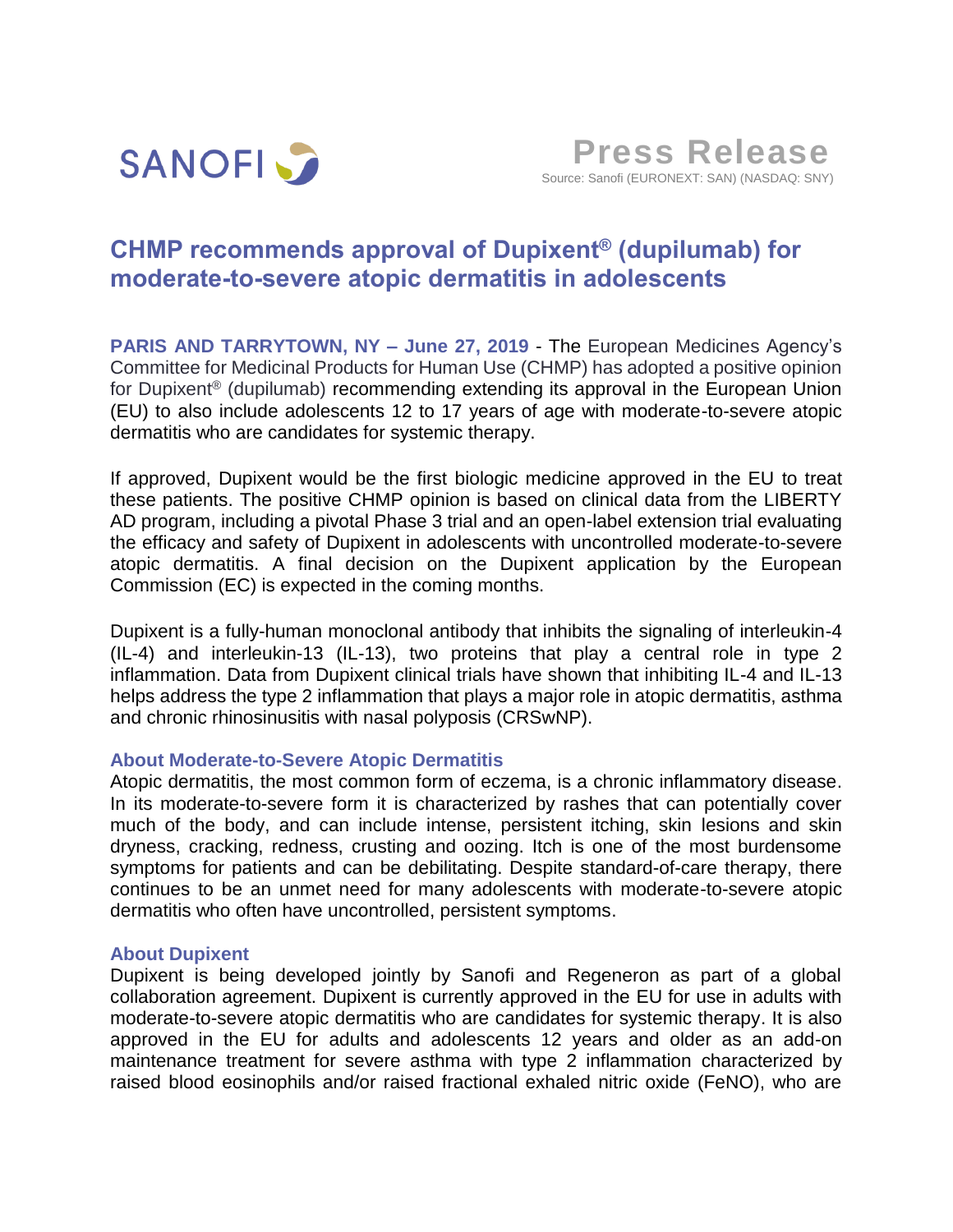SANOFI

# Press Release

Source: Sanofi (EURONEXT: SAN) (NASDAQ: SNY)

## CHMP recommends approval of Dupixent® (dupilumab) for moderate-to-severe atopic dermatitis in adolescents

**PARIS AND TARRYTOWN, NY – June 27, 2019** - The European Medicines Agency's Committee for Medicinal Products for Human Use (CHMP) has adopted a positive opinion for Dupixent® (dupilumab) recommending extending its approval in the European Union (EU) to also include adolescents 12 to 17 years of age with moderate-to-severe atopic dermatitis who are candidates for systemic therapy.

If approved, Dupixent would be the first biologic medicine approved in the EU to treat these patients. The positive CHMP opinion is based on clinical data from the LIBERTY AD program, including a pivotal Phase 3 trial and an open-label extension trial evaluating the efficacy and safety of Dupixent in adolescents with uncontrolled moderate-to-severe atopic dermatitis. A final decision on the Dupixent application by the European Commission (EC) is expected in the coming months.

Dupixent is a fully-human monoclonal antibody that inhibits the signaling of interleukin-4 (IL-4) and interleukin-13 (IL-13), two proteins that play a central role in type 2 inflammation. Data from Dupixent clinical trials have shown that inhibiting IL-4 and IL-13 helps address the type 2 inflammation that plays a major role in atopic dermatitis, asthma and chronic rhinosinusitis with nasal polyposis (CRSwNP).

### About Moderate-to-Severe Atopic Dermatitis

Atopic dermatitis, the most common form of eczema, is a chronic inflammatory disease. In its moderate-to-severe form it is characterized by rashes that can potentially cover much of the body, and can include intense, persistent itching, skin lesions and skin dryness, cracking, redness, crusting and oozing. Itch is one of the most burdensome symptoms for patients and can be debilitating. Despite standard-of-care therapy, there continues to be an unmet need for many adolescents with moderate-to-severe atopic dermatitis who often have uncontrolled, persistent symptoms.

### About Dupixent

Dupixent is being developed jointly by Sanofi and Regeneron as part of a global collaboration agreement. Dupixent is currently approved in the EU for use in adults with moderate-to-severe atopic dermatitis who are candidates for systemic therapy. It is also approved in the EU for adults and adolescents 12 years and older as an add-on maintenance treatment for severe asthma with type 2 inflammation characterized by raised blood eosinophils and/or raised fractional exhaled nitric oxide (FeNO), who are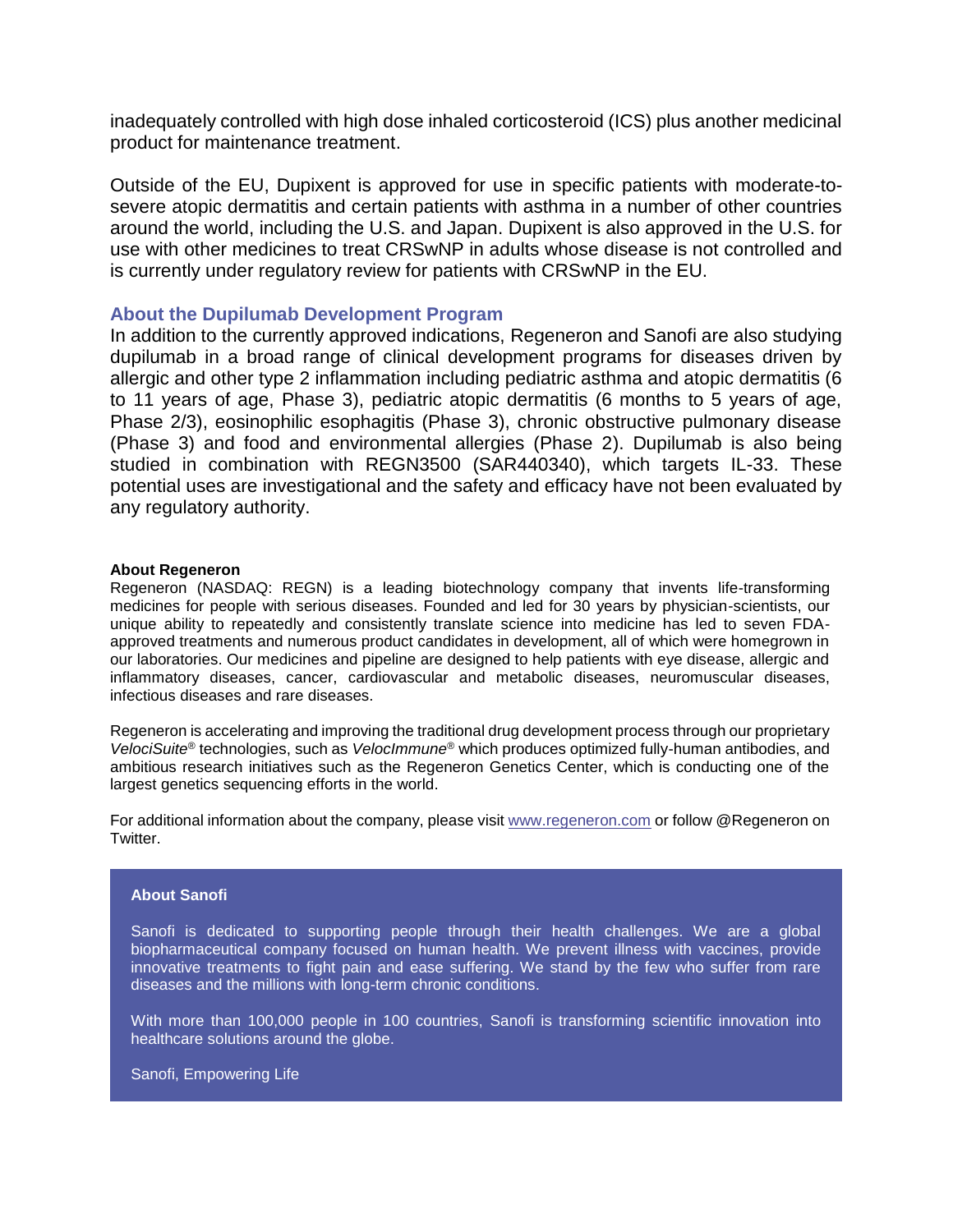inadequately controlled with high dose inhaled corticosteroid (ICS) plus another medicinal product for maintenance treatment.

Outside of the EU, Dupixent is approved for use in specific patients with moderate-to-severe atopic dermatitis and certain patients with asthma in a number of other countries around the world, including the U.S. and Japan. Dupixent is also approved in the U.S. for use with other medicines to treat CRSwNP in adults whose disease is not controlled and is currently under regulatory review for patients with CRSwNP in the EU.

## About the Dupilumab Development Program

In addition to the currently approved indications, Regeneron and Sanofi are also studying dupilumab in a broad range of clinical development programs for diseases driven by allergic and other type 2 inflammation including pediatric asthma and atopic dermatitis (6 to 11 years of age, Phase 3), pediatric atopic dermatitis (6 months to 5 years of age, Phase 2/3), eosinophilic esophagitis (Phase 3), chronic obstructive pulmonary disease (Phase 3) and food and environmental allergies (Phase 2). Dupilumab is also being studied in combination with REGN3500 (SAR440340), which targets IL-33. These potential uses are investigational and the safety and efficacy have not been evaluated by any regulatory authority.

**About Regeneron**

Regeneron (NASDAQ: REGN) is a leading biotechnology company that invents life-transforming medicines for people with serious diseases. Founded and led for 30 years by physician-scientists, our unique ability to repeatedly and consistently translate science into medicine has led to seven FDA-approved treatments and numerous product candidates in development, all of which were homegrown in our laboratories. Our medicines and pipeline are designed to help patients with eye disease, allergic and inflammatory diseases, cancer, cardiovascular and metabolic diseases, neuromuscular diseases, infectious diseases and rare diseases.

Regeneron is accelerating and improving the traditional drug development process through our proprietary *VelociSuite®* technologies, such as *VelocImmune®* which produces optimized fully-human antibodies, and ambitious research initiatives such as the Regeneron Genetics Center, which is conducting one of the largest genetics sequencing efforts in the world.

For additional information about the company, please visit [www.regeneron.com](http://www.regeneron.com) or follow @Regeneron on Twitter.

**About Sanofi**

Sanofi is dedicated to supporting people through their health challenges. We are a global biopharmaceutical company focused on human health. We prevent illness with vaccines, provide innovative treatments to fight pain and ease suffering. We stand by the few who suffer from rare diseases and the millions with long-term chronic conditions.

With more than 100,000 people in 100 countries, Sanofi is transforming scientific innovation into healthcare solutions around the globe.

Sanofi, Empowering Life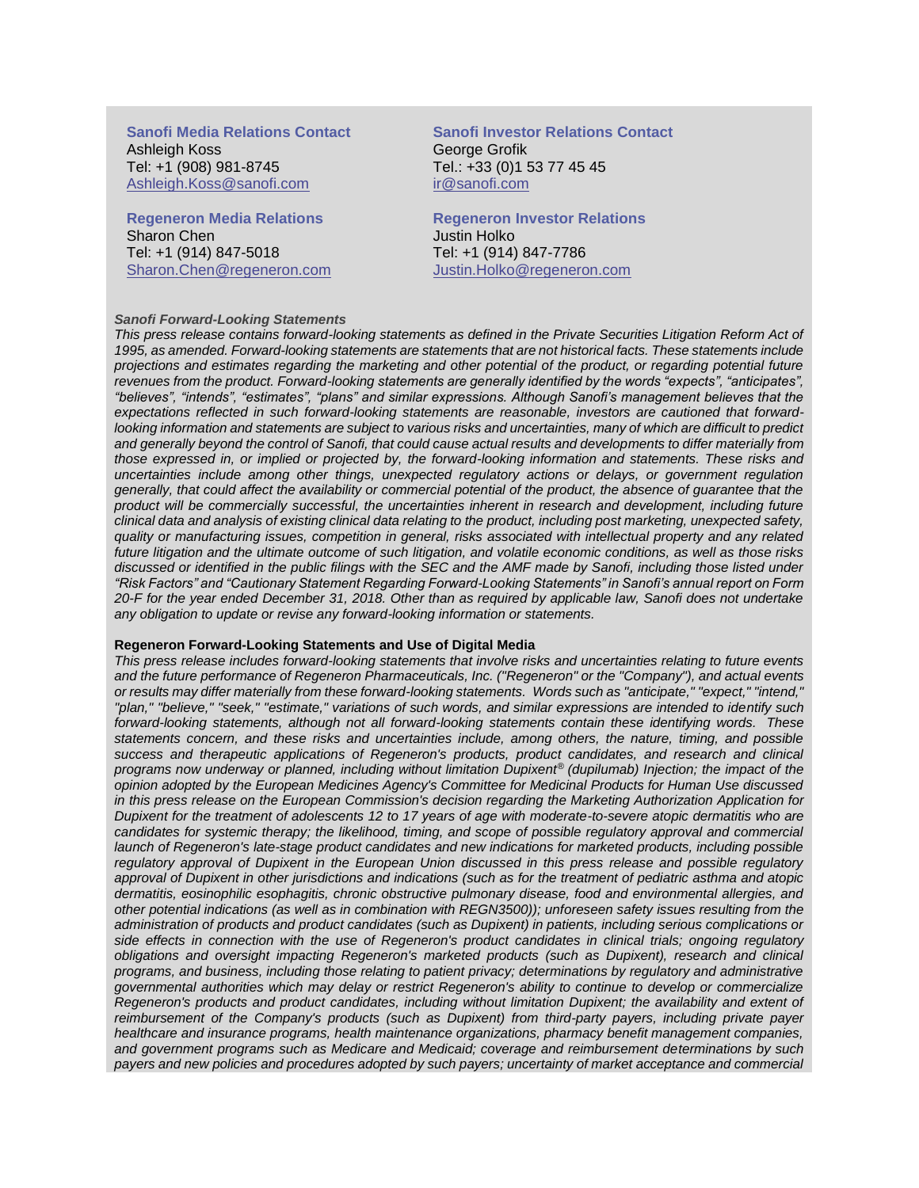**Sanofi Media Relations Contact**
Ashleigh Koss
Tel: +1 (908) 981-8745
Ashleigh.Koss@sanofi.com

**Sanofi Investor Relations Contact**
George Grofik
Tel.: +33 (0)1 53 77 45 45
ir@sanofi.com

**Regeneron Media Relations**
Sharon Chen
Tel: +1 (914) 847-5018
Sharon.Chen@regeneron.com

**Regeneron Investor Relations**
Justin Holko
Tel: +1 (914) 847-7786
Justin.Holko@regeneron.com

***Sanofi Forward-Looking Statements***

*This press release contains forward-looking statements as defined in the Private Securities Litigation Reform Act of 1995, as amended. Forward-looking statements are statements that are not historical facts. These statements include projections and estimates regarding the marketing and other potential of the product, or regarding potential future revenues from the product. Forward-looking statements are generally identified by the words "expects", "anticipates", "believes", "intends", "estimates", "plans" and similar expressions. Although Sanofi's management believes that the expectations reflected in such forward-looking statements are reasonable, investors are cautioned that forward-looking information and statements are subject to various risks and uncertainties, many of which are difficult to predict and generally beyond the control of Sanofi, that could cause actual results and developments to differ materially from those expressed in, or implied or projected by, the forward-looking information and statements. These risks and uncertainties include among other things, unexpected regulatory actions or delays, or government regulation generally, that could affect the availability or commercial potential of the product, the absence of guarantee that the product will be commercially successful, the uncertainties inherent in research and development, including future clinical data and analysis of existing clinical data relating to the product, including post marketing, unexpected safety, quality or manufacturing issues, competition in general, risks associated with intellectual property and any related future litigation and the ultimate outcome of such litigation, and volatile economic conditions, as well as those risks discussed or identified in the public filings with the SEC and the AMF made by Sanofi, including those listed under "Risk Factors" and "Cautionary Statement Regarding Forward-Looking Statements" in Sanofi's annual report on Form 20-F for the year ended December 31, 2018. Other than as required by applicable law, Sanofi does not undertake any obligation to update or revise any forward-looking information or statements.*

**Regeneron Forward-Looking Statements and Use of Digital Media**

*This press release includes forward-looking statements that involve risks and uncertainties relating to future events and the future performance of Regeneron Pharmaceuticals, Inc. ("Regeneron" or the "Company"), and actual events or results may differ materially from these forward-looking statements. Words such as "anticipate," "expect," "intend," "plan," "believe," "seek," "estimate," variations of such words, and similar expressions are intended to identify such forward-looking statements, although not all forward-looking statements contain these identifying words. These statements concern, and these risks and uncertainties include, among others, the nature, timing, and possible success and therapeutic applications of Regeneron's products, product candidates, and research and clinical programs now underway or planned, including without limitation Dupixent® (dupilumab) Injection; the impact of the opinion adopted by the European Medicines Agency's Committee for Medicinal Products for Human Use discussed in this press release on the European Commission's decision regarding the Marketing Authorization Application for Dupixent for the treatment of adolescents 12 to 17 years of age with moderate-to-severe atopic dermatitis who are candidates for systemic therapy; the likelihood, timing, and scope of possible regulatory approval and commercial launch of Regeneron's late-stage product candidates and new indications for marketed products, including possible regulatory approval of Dupixent in the European Union discussed in this press release and possible regulatory approval of Dupixent in other jurisdictions and indications (such as for the treatment of pediatric asthma and atopic dermatitis, eosinophilic esophagitis, chronic obstructive pulmonary disease, food and environmental allergies, and other potential indications (as well as in combination with REGN3500)); unforeseen safety issues resulting from the administration of products and product candidates (such as Dupixent) in patients, including serious complications or side effects in connection with the use of Regeneron's product candidates in clinical trials; ongoing regulatory obligations and oversight impacting Regeneron's marketed products (such as Dupixent), research and clinical programs, and business, including those relating to patient privacy; determinations by regulatory and administrative governmental authorities which may delay or restrict Regeneron's ability to continue to develop or commercialize Regeneron's products and product candidates, including without limitation Dupixent; the availability and extent of reimbursement of the Company's products (such as Dupixent) from third-party payers, including private payer healthcare and insurance programs, health maintenance organizations, pharmacy benefit management companies, and government programs such as Medicare and Medicaid; coverage and reimbursement determinations by such payers and new policies and procedures adopted by such payers; uncertainty of market acceptance and commercial*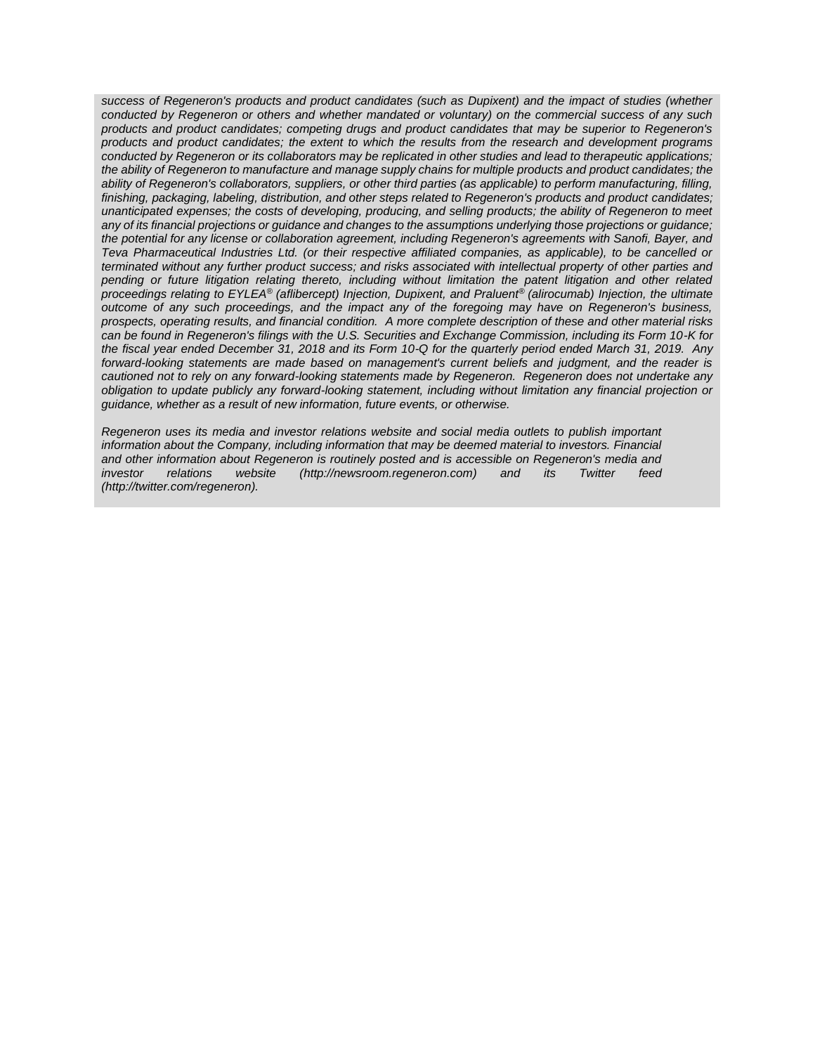*success of Regeneron's products and product candidates (such as Dupixent) and the impact of studies (whether conducted by Regeneron or others and whether mandated or voluntary) on the commercial success of any such products and product candidates; competing drugs and product candidates that may be superior to Regeneron's products and product candidates; the extent to which the results from the research and development programs conducted by Regeneron or its collaborators may be replicated in other studies and lead to therapeutic applications; the ability of Regeneron to manufacture and manage supply chains for multiple products and product candidates; the ability of Regeneron's collaborators, suppliers, or other third parties (as applicable) to perform manufacturing, filling, finishing, packaging, labeling, distribution, and other steps related to Regeneron's products and product candidates; unanticipated expenses; the costs of developing, producing, and selling products; the ability of Regeneron to meet any of its financial projections or guidance and changes to the assumptions underlying those projections or guidance; the potential for any license or collaboration agreement, including Regeneron's agreements with Sanofi, Bayer, and Teva Pharmaceutical Industries Ltd. (or their respective affiliated companies, as applicable), to be cancelled or terminated without any further product success; and risks associated with intellectual property of other parties and pending or future litigation relating thereto, including without limitation the patent litigation and other related proceedings relating to EYLEA® (aflibercept) Injection, Dupixent, and Praluent® (alirocumab) Injection, the ultimate outcome of any such proceedings, and the impact any of the foregoing may have on Regeneron's business, prospects, operating results, and financial condition. A more complete description of these and other material risks can be found in Regeneron's filings with the U.S. Securities and Exchange Commission, including its Form 10-K for the fiscal year ended December 31, 2018 and its Form 10-Q for the quarterly period ended March 31, 2019. Any forward-looking statements are made based on management's current beliefs and judgment, and the reader is cautioned not to rely on any forward-looking statements made by Regeneron. Regeneron does not undertake any obligation to update publicly any forward-looking statement, including without limitation any financial projection or guidance, whether as a result of new information, future events, or otherwise.*

*Regeneron uses its media and investor relations website and social media outlets to publish important information about the Company, including information that may be deemed material to investors. Financial and other information about Regeneron is routinely posted and is accessible on Regeneron's media and investor relations website (http://newsroom.regeneron.com) and its Twitter feed (http://twitter.com/regeneron).*